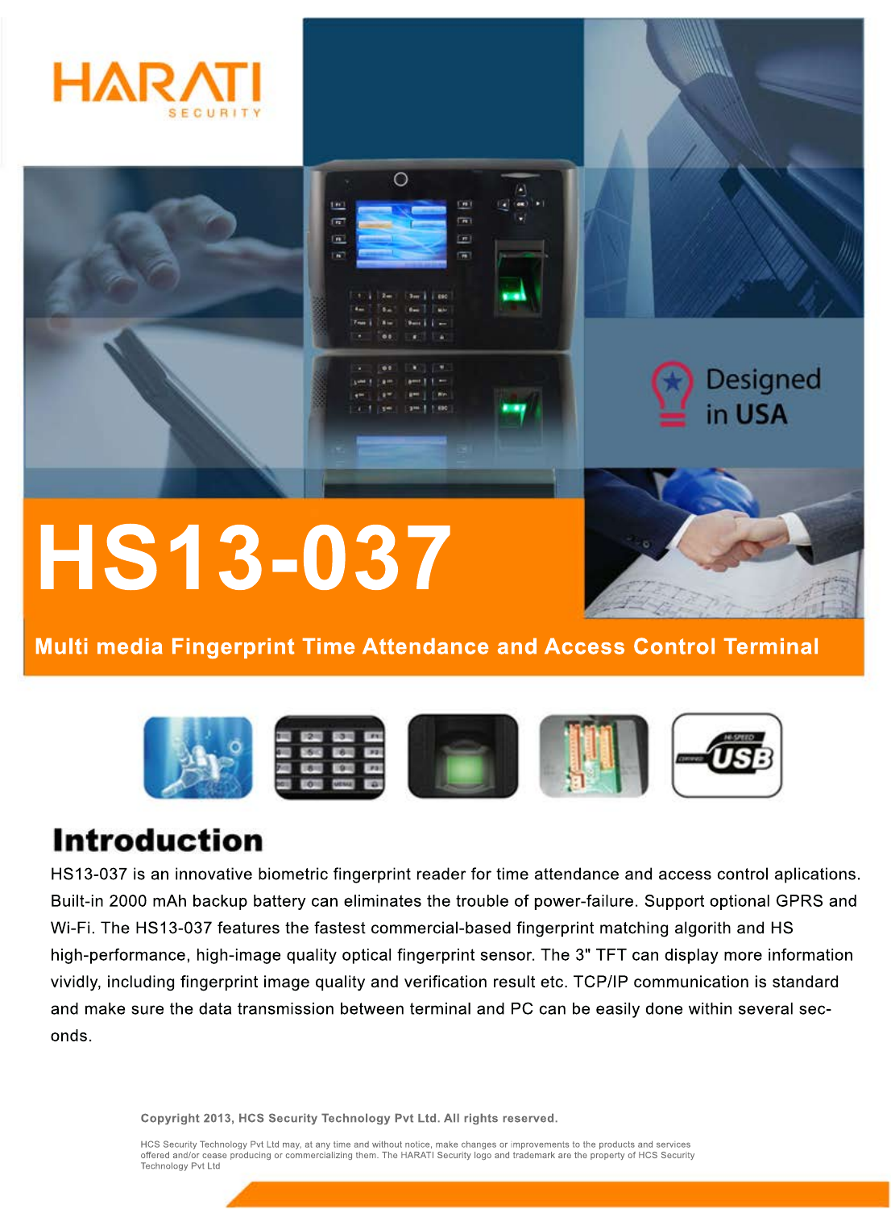HARATI
SECURITY

Designed in USA

# HS13-037

**Multi media Fingerprint Time Attendance and Access Control Terminal**

## Introduction

HS13-037 is an innovative biometric fingerprint reader for time attendance and access control aplications. Built-in 2000 mAh backup battery can eliminates the trouble of power-failure. Support optional GPRS and Wi-Fi. The HS13-037 features the fastest commercial-based fingerprint matching algorith and HS high-performance, high-image quality optical fingerprint sensor. The 3" TFT can display more information vividly, including fingerprint image quality and verification result etc. TCP/IP communication is standard and make sure the data transmission between terminal and PC can be easily done within several sec-onds.

**Copyright 2013, HCS Security Technology Pvt Ltd. All rights reserved.**

HCS Security Technology Pvt Ltd may, at any time and without notice, make changes or improvements to the products and services offered and/or cease producing or commercializing them. The HARATI Security logo and trademark are the property of HCS Security Technology Pvt Ltd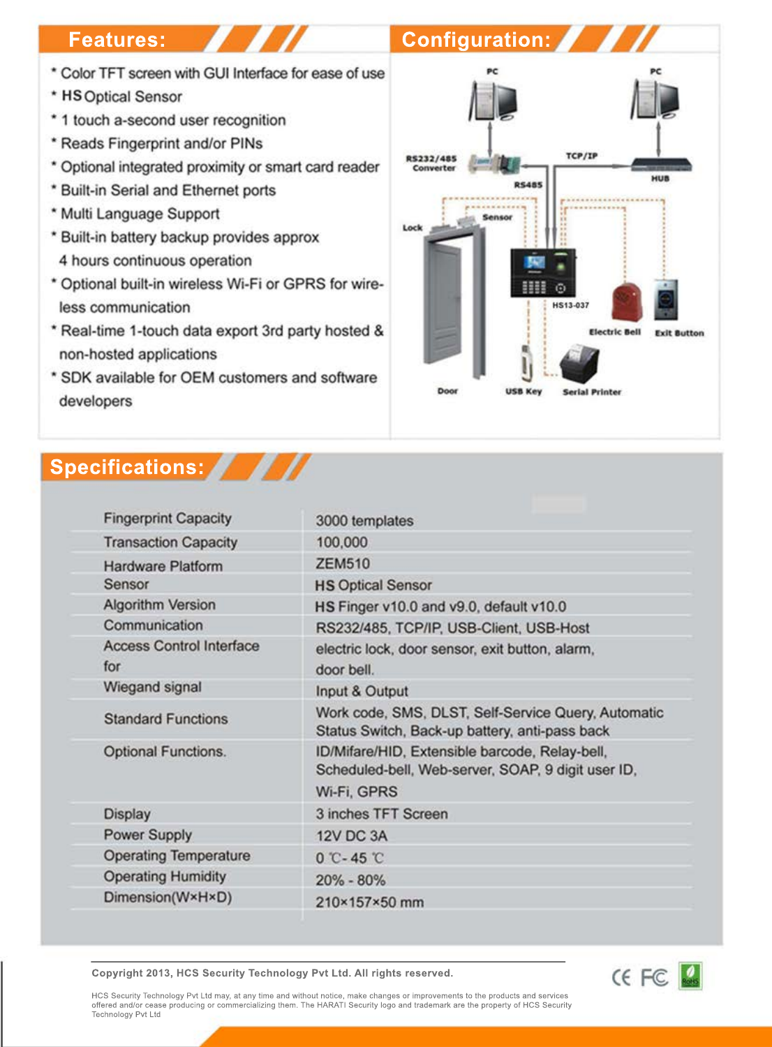## Features:

* Color TFT screen with GUI Interface for ease of use
* HS Optical Sensor
* 1 touch a-second user recognition
* Reads Fingerprint and/or PINs
* Optional integrated proximity or smart card reader
* Built-in Serial and Ethernet ports
* Multi Language Support
* Built-in battery backup provides approx 4 hours continuous operation
* Optional built-in wireless Wi-Fi or GPRS for wire-less communication
* Real-time 1-touch data export 3rd party hosted & non-hosted applications
* SDK available for OEM customers and software developers

## Configuration:

PC

PC

RS232/485 Converter

TCP/IP

HUB

RS485

Lock

Sensor

HS13-037

Electric Bell

Exit Button

Door

USB Key

Serial Printer

## Specifications:

| | |
|---|---|
| Fingerprint Capacity | 3000 templates |
| Transaction Capacity | 100,000 |
| Hardware Platform | ZEM510 |
| Sensor | HS Optical Sensor |
| Algorithm Version | HS Finger v10.0 and v9.0, default v10.0 |
| Communication | RS232/485, TCP/IP, USB-Client, USB-Host |
| Access Control Interface for | electric lock, door sensor, exit button, alarm, door bell. |
| Wiegand signal | Input & Output |
| Standard Functions | Work code, SMS, DLST, Self-Service Query, Automatic Status Switch, Back-up battery, anti-pass back |
| Optional Functions. | ID/Mifare/HID, Extensible barcode, Relay-bell, Scheduled-bell, Web-server, SOAP, 9 digit user ID, Wi-Fi, GPRS |
| Display | 3 inches TFT Screen |
| Power Supply | 12V DC 3A |
| Operating Temperature | 0 ℃- 45 ℃ |
| Operating Humidity | 20% - 80% |
| Dimension(W×H×D) | 210×157×50 mm |

**Copyright 2013, HCS Security Technology Pvt Ltd. All rights reserved.**

HCS Security Technology Pvt Ltd may, at any time and without notice, make changes or improvements to the products and services offered and/or cease producing or commercializing them. The HARATI Security logo and trademark are the property of HCS Security Technology Pvt Ltd

CE FC RoHS